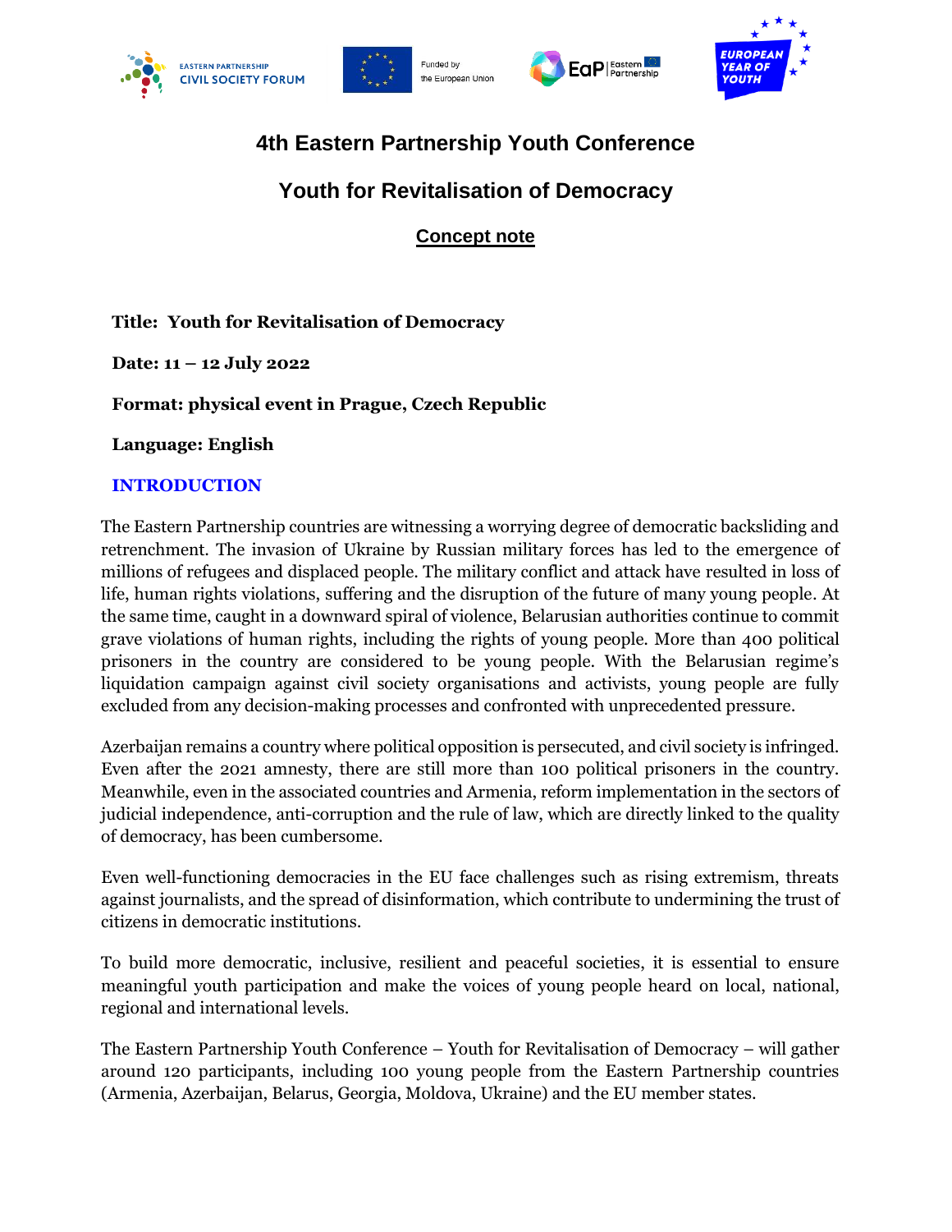# 4th Eastern Partnership Youth Conference

## Youth for Revitalisation of Democracy

### Concept note

**Title: Youth for Revitalisation of Democracy**

**Date: 11 – 12 July 2022**

**Format: physical event in Prague, Czech Republic**

**Language: English**

## INTRODUCTION

The Eastern Partnership countries are witnessing a worrying degree of democratic backsliding and retrenchment. The invasion of Ukraine by Russian military forces has led to the emergence of millions of refugees and displaced people. The military conflict and attack have resulted in loss of life, human rights violations, suffering and the disruption of the future of many young people. At the same time, caught in a downward spiral of violence, Belarusian authorities continue to commit grave violations of human rights, including the rights of young people. More than 400 political prisoners in the country are considered to be young people. With the Belarusian regime's liquidation campaign against civil society organisations and activists, young people are fully excluded from any decision-making processes and confronted with unprecedented pressure.

Azerbaijan remains a country where political opposition is persecuted, and civil society is infringed. Even after the 2021 amnesty, there are still more than 100 political prisoners in the country. Meanwhile, even in the associated countries and Armenia, reform implementation in the sectors of judicial independence, anti-corruption and the rule of law, which are directly linked to the quality of democracy, has been cumbersome.

Even well-functioning democracies in the EU face challenges such as rising extremism, threats against journalists, and the spread of disinformation, which contribute to undermining the trust of citizens in democratic institutions.

To build more democratic, inclusive, resilient and peaceful societies, it is essential to ensure meaningful youth participation and make the voices of young people heard on local, national, regional and international levels.

The Eastern Partnership Youth Conference – Youth for Revitalisation of Democracy – will gather around 120 participants, including 100 young people from the Eastern Partnership countries (Armenia, Azerbaijan, Belarus, Georgia, Moldova, Ukraine) and the EU member states.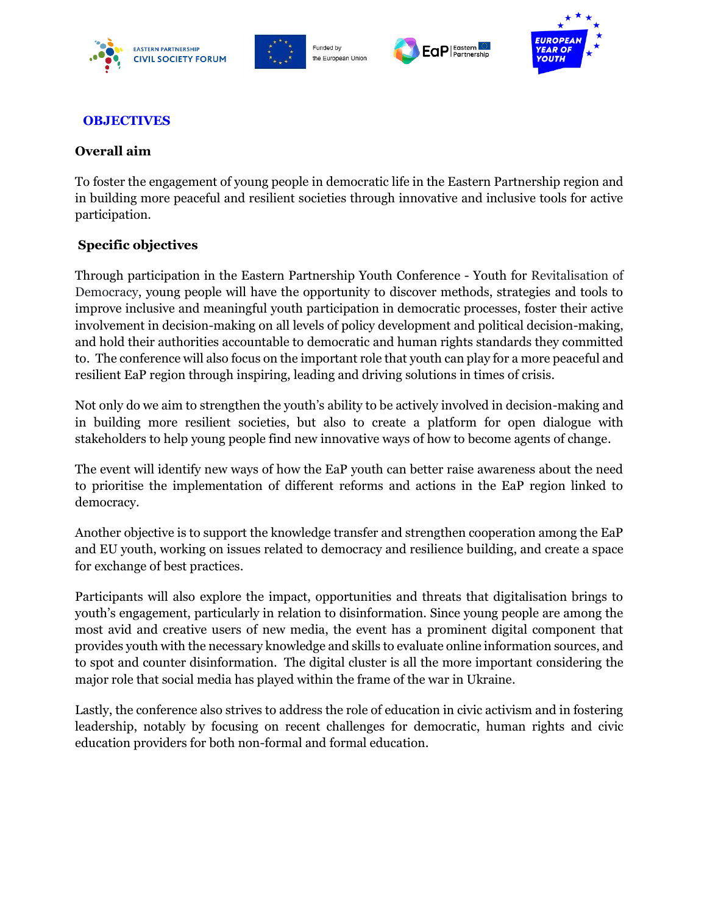## OBJECTIVES

### Overall aim

To foster the engagement of young people in democratic life in the Eastern Partnership region and in building more peaceful and resilient societies through innovative and inclusive tools for active participation.

### Specific objectives

Through participation in the Eastern Partnership Youth Conference - Youth for Revitalisation of Democracy, young people will have the opportunity to discover methods, strategies and tools to improve inclusive and meaningful youth participation in democratic processes, foster their active involvement in decision-making on all levels of policy development and political decision-making, and hold their authorities accountable to democratic and human rights standards they committed to. The conference will also focus on the important role that youth can play for a more peaceful and resilient EaP region through inspiring, leading and driving solutions in times of crisis.

Not only do we aim to strengthen the youth's ability to be actively involved in decision-making and in building more resilient societies, but also to create a platform for open dialogue with stakeholders to help young people find new innovative ways of how to become agents of change.

The event will identify new ways of how the EaP youth can better raise awareness about the need to prioritise the implementation of different reforms and actions in the EaP region linked to democracy.

Another objective is to support the knowledge transfer and strengthen cooperation among the EaP and EU youth, working on issues related to democracy and resilience building, and create a space for exchange of best practices.

Participants will also explore the impact, opportunities and threats that digitalisation brings to youth's engagement, particularly in relation to disinformation. Since young people are among the most avid and creative users of new media, the event has a prominent digital component that provides youth with the necessary knowledge and skills to evaluate online information sources, and to spot and counter disinformation. The digital cluster is all the more important considering the major role that social media has played within the frame of the war in Ukraine.

Lastly, the conference also strives to address the role of education in civic activism and in fostering leadership, notably by focusing on recent challenges for democratic, human rights and civic education providers for both non-formal and formal education.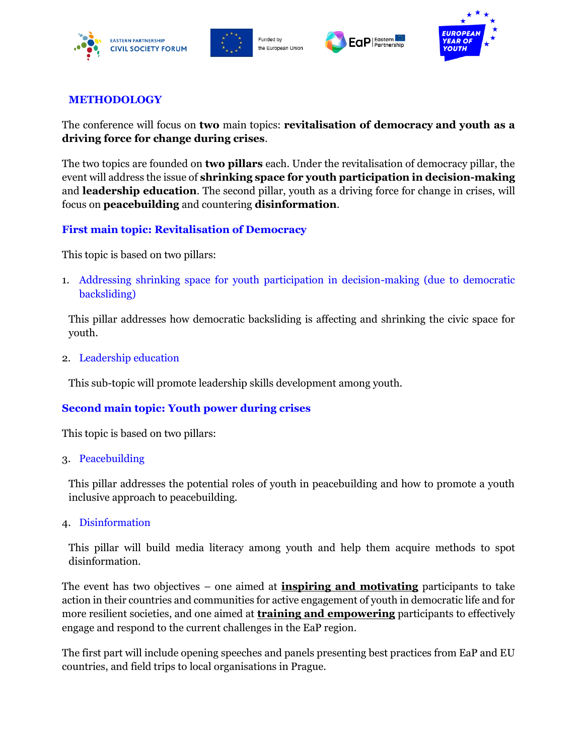## METHODOLOGY

The conference will focus on **two** main topics: **revitalisation of democracy and youth as a driving force for change during crises**.

The two topics are founded on **two pillars** each. Under the revitalisation of democracy pillar, the event will address the issue of **shrinking space for youth participation in decision-making** and **leadership education**. The second pillar, youth as a driving force for change in crises, will focus on **peacebuilding** and countering **disinformation**.

### First main topic: Revitalisation of Democracy

This topic is based on two pillars:

1. Addressing shrinking space for youth participation in decision-making (due to democratic backsliding)

   This pillar addresses how democratic backsliding is affecting and shrinking the civic space for youth.

2. Leadership education

   This sub-topic will promote leadership skills development among youth.

### Second main topic: Youth power during crises

This topic is based on two pillars:

3. Peacebuilding

   This pillar addresses the potential roles of youth in peacebuilding and how to promote a youth inclusive approach to peacebuilding.

4. Disinformation

   This pillar will build media literacy among youth and help them acquire methods to spot disinformation.

The event has two objectives – one aimed at **inspiring and motivating** participants to take action in their countries and communities for active engagement of youth in democratic life and for more resilient societies, and one aimed at **training and empowering** participants to effectively engage and respond to the current challenges in the EaP region.

The first part will include opening speeches and panels presenting best practices from EaP and EU countries, and field trips to local organisations in Prague.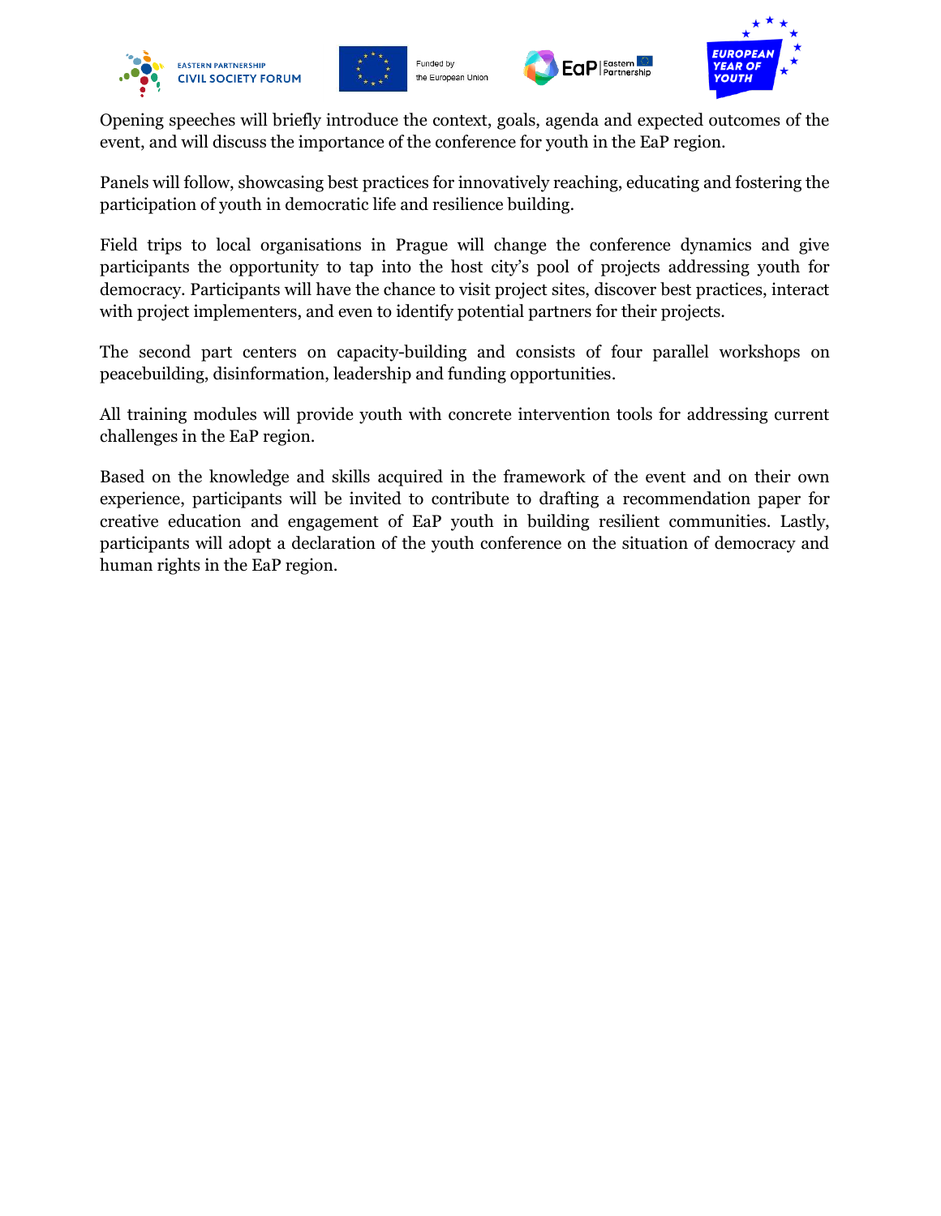Opening speeches will briefly introduce the context, goals, agenda and expected outcomes of the event, and will discuss the importance of the conference for youth in the EaP region.

Panels will follow, showcasing best practices for innovatively reaching, educating and fostering the participation of youth in democratic life and resilience building.

Field trips to local organisations in Prague will change the conference dynamics and give participants the opportunity to tap into the host city's pool of projects addressing youth for democracy. Participants will have the chance to visit project sites, discover best practices, interact with project implementers, and even to identify potential partners for their projects.

The second part centers on capacity-building and consists of four parallel workshops on peacebuilding, disinformation, leadership and funding opportunities.

All training modules will provide youth with concrete intervention tools for addressing current challenges in the EaP region.

Based on the knowledge and skills acquired in the framework of the event and on their own experience, participants will be invited to contribute to drafting a recommendation paper for creative education and engagement of EaP youth in building resilient communities. Lastly, participants will adopt a declaration of the youth conference on the situation of democracy and human rights in the EaP region.